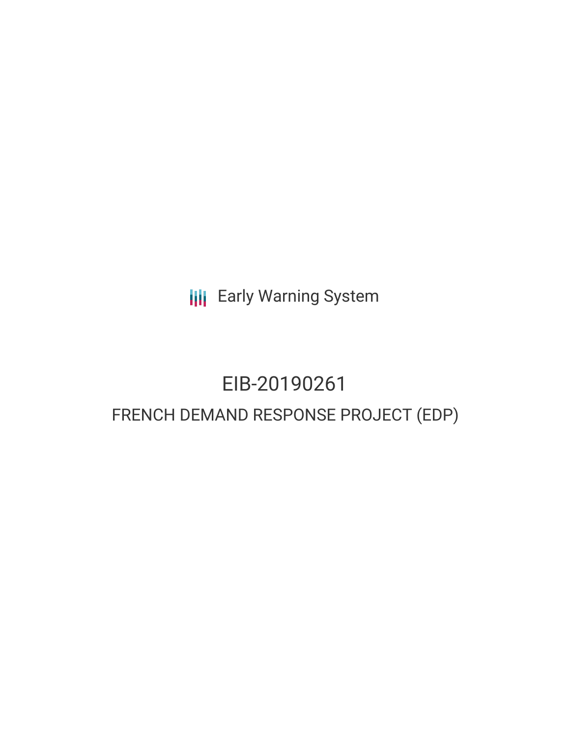Early Warning System

# EIB-20190261

## FRENCH DEMAND RESPONSE PROJECT (EDP)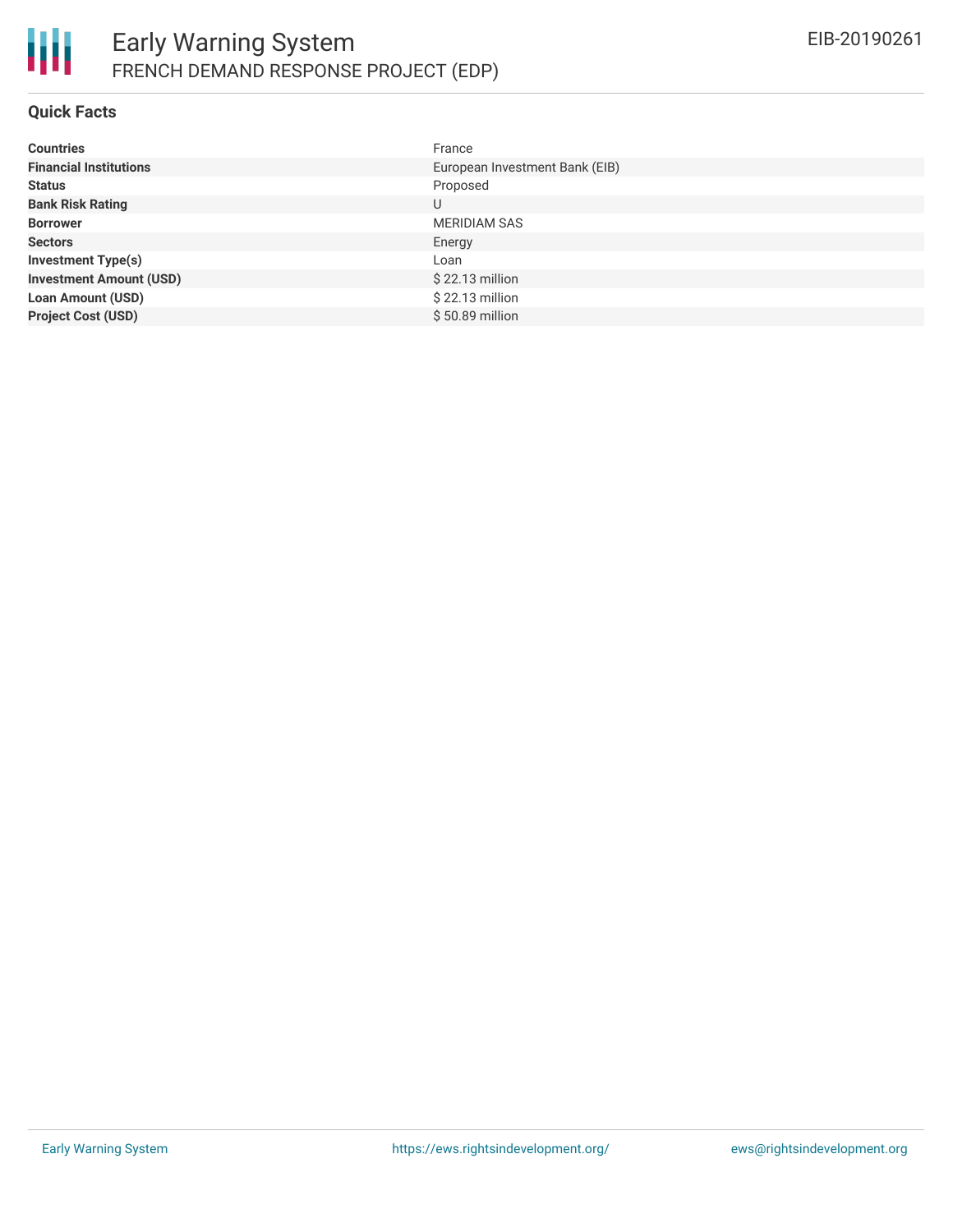# Early Warning System

## FRENCH DEMAND RESPONSE PROJECT (EDP)

EIB-20190261

### Quick Facts

| | |
|---|---|
| **Countries** | France |
| **Financial Institutions** | European Investment Bank (EIB) |
| **Status** | Proposed |
| **Bank Risk Rating** | U |
| **Borrower** | MERIDIAM SAS |
| **Sectors** | Energy |
| **Investment Type(s)** | Loan |
| **Investment Amount (USD)** | $ 22.13 million |
| **Loan Amount (USD)** | $ 22.13 million |
| **Project Cost (USD)** | $ 50.89 million |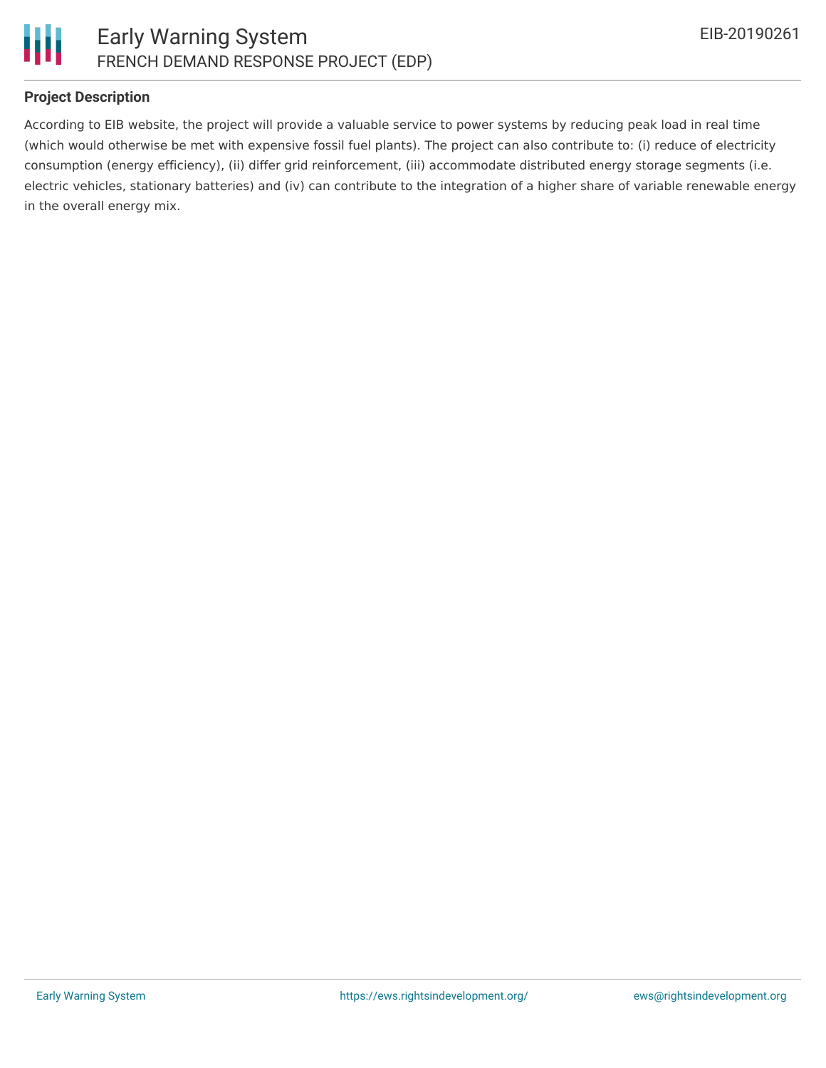## Project Description

According to EIB website, the project will provide a valuable service to power systems by reducing peak load in real time (which would otherwise be met with expensive fossil fuel plants). The project can also contribute to: (i) reduce of electricity consumption (energy efficiency), (ii) differ grid reinforcement, (iii) accommodate distributed energy storage segments (i.e. electric vehicles, stationary batteries) and (iv) can contribute to the integration of a higher share of variable renewable energy in the overall energy mix.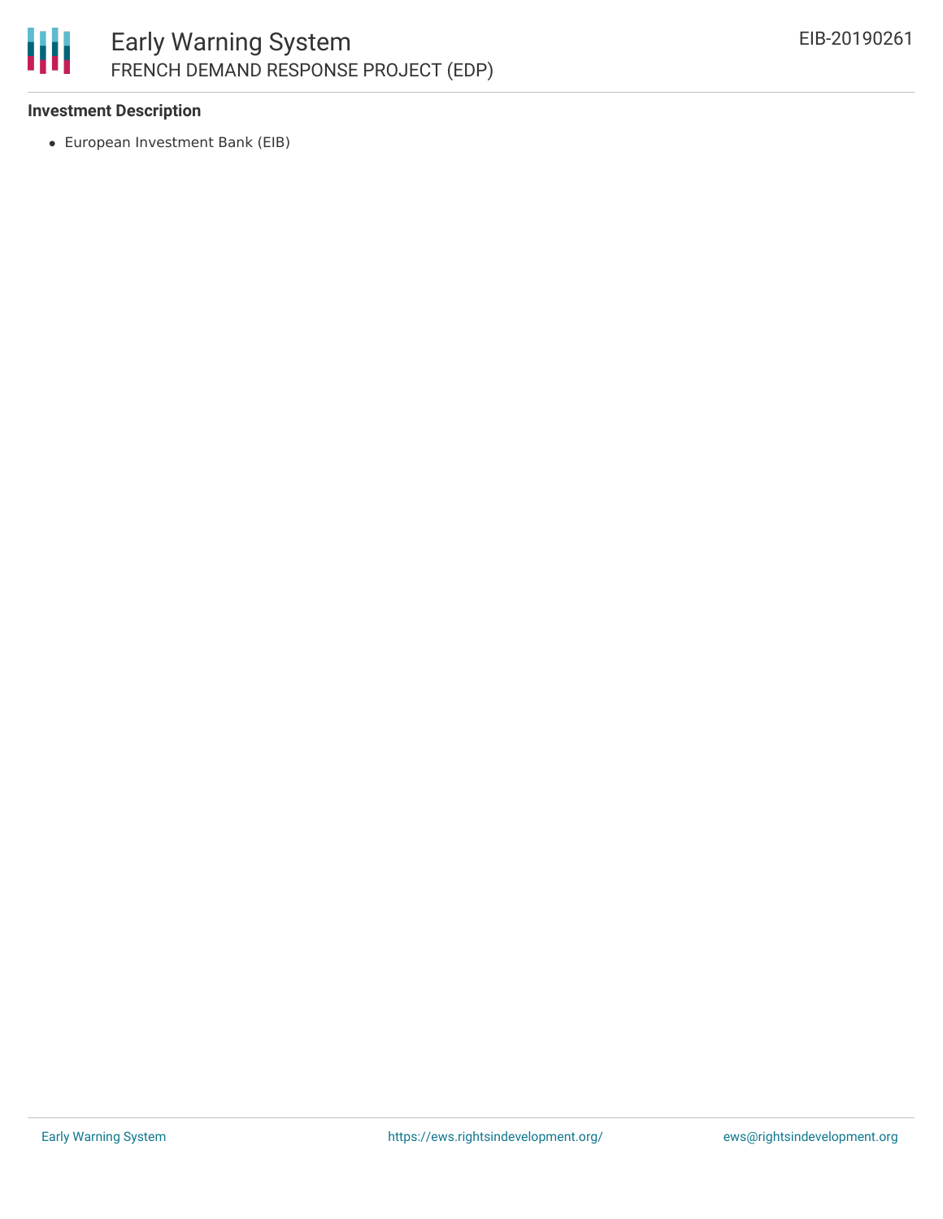**Investment Description**

- European Investment Bank (EIB)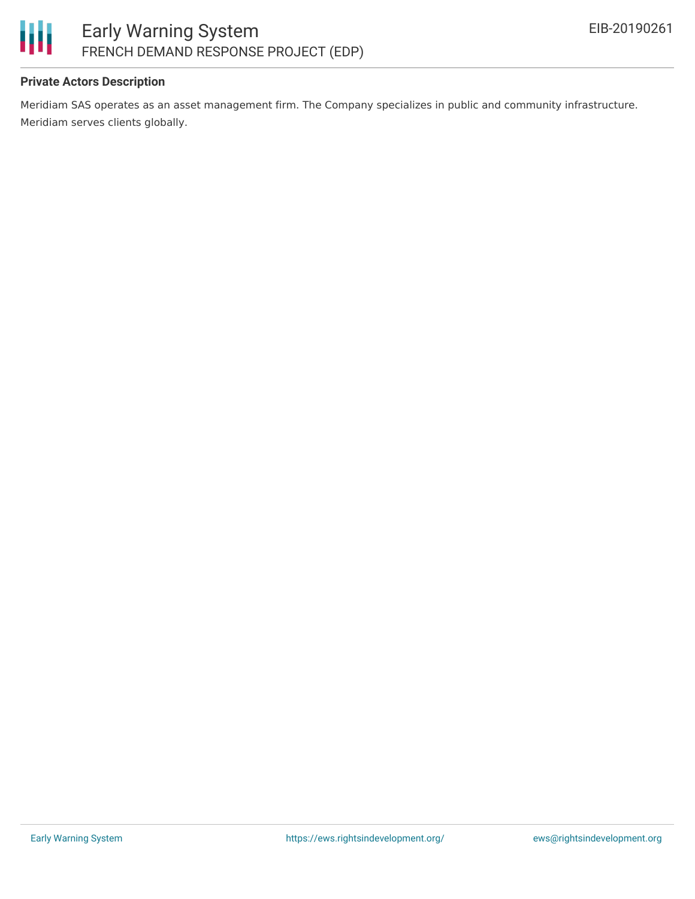**Private Actors Description**

Meridiam SAS operates as an asset management firm. The Company specializes in public and community infrastructure. Meridiam serves clients globally.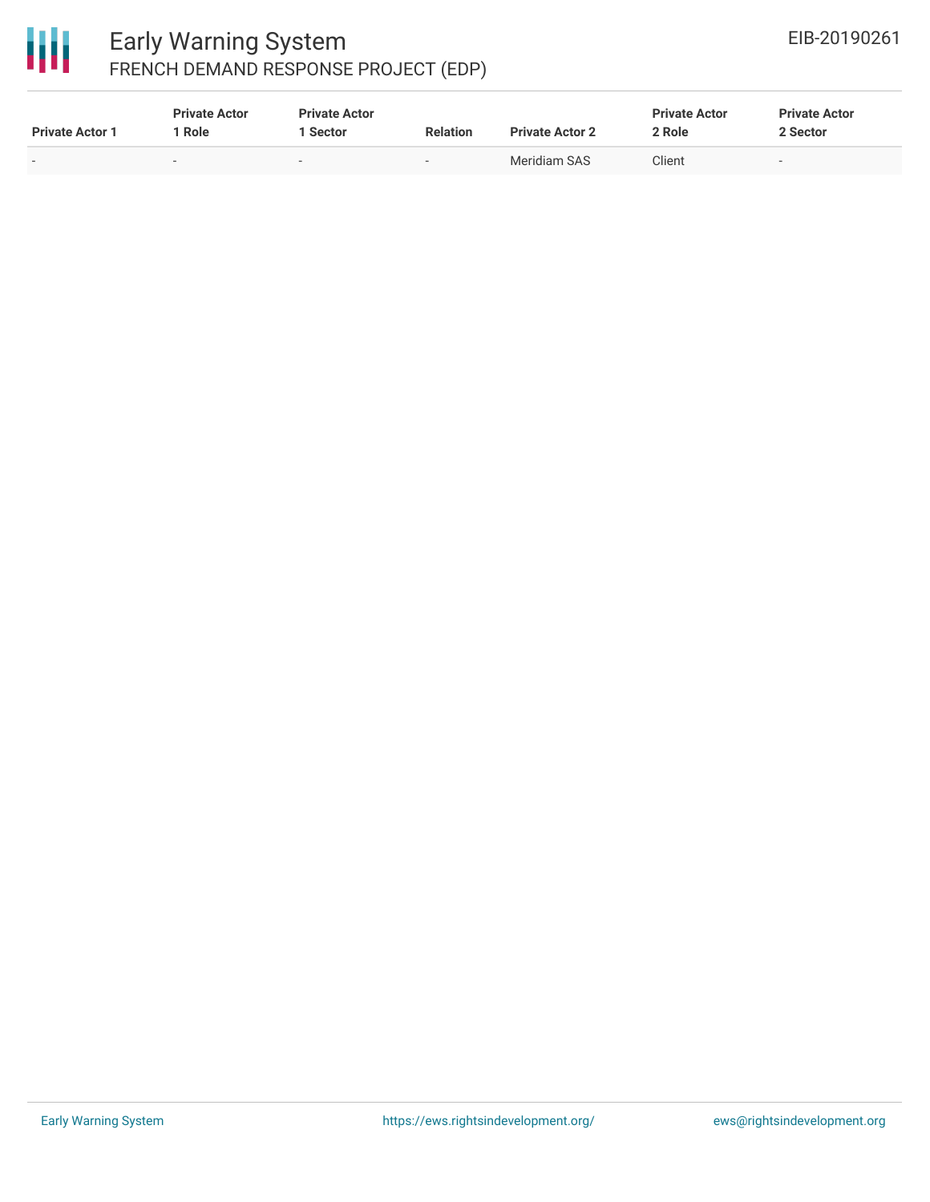| Private Actor 1 | Private Actor 1 Role | Private Actor 1 Sector | Relation | Private Actor 2 | Private Actor 2 Role | Private Actor 2 Sector |
|---|---|---|---|---|---|---|
| - | - | - | - | Meridiam SAS | Client | - |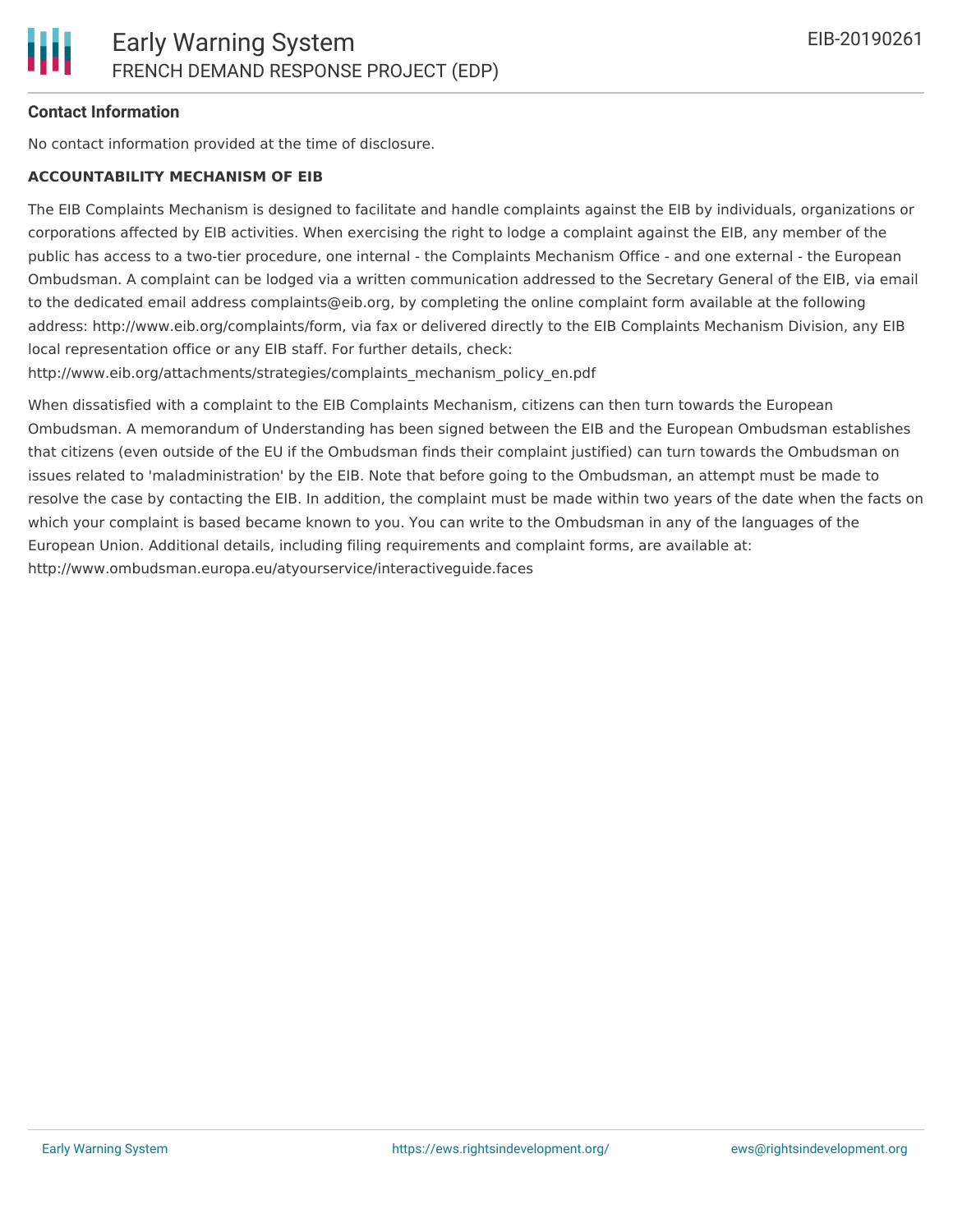#### Contact Information

No contact information provided at the time of disclosure.

#### ACCOUNTABILITY MECHANISM OF EIB

The EIB Complaints Mechanism is designed to facilitate and handle complaints against the EIB by individuals, organizations or corporations affected by EIB activities. When exercising the right to lodge a complaint against the EIB, any member of the public has access to a two-tier procedure, one internal - the Complaints Mechanism Office - and one external - the European Ombudsman. A complaint can be lodged via a written communication addressed to the Secretary General of the EIB, via email to the dedicated email address complaints@eib.org, by completing the online complaint form available at the following address: http://www.eib.org/complaints/form, via fax or delivered directly to the EIB Complaints Mechanism Division, any EIB local representation office or any EIB staff. For further details, check: http://www.eib.org/attachments/strategies/complaints_mechanism_policy_en.pdf

When dissatisfied with a complaint to the EIB Complaints Mechanism, citizens can then turn towards the European Ombudsman. A memorandum of Understanding has been signed between the EIB and the European Ombudsman establishes that citizens (even outside of the EU if the Ombudsman finds their complaint justified) can turn towards the Ombudsman on issues related to 'maladministration' by the EIB. Note that before going to the Ombudsman, an attempt must be made to resolve the case by contacting the EIB. In addition, the complaint must be made within two years of the date when the facts on which your complaint is based became known to you. You can write to the Ombudsman in any of the languages of the European Union. Additional details, including filing requirements and complaint forms, are available at: http://www.ombudsman.europa.eu/atyourservice/interactiveguide.faces